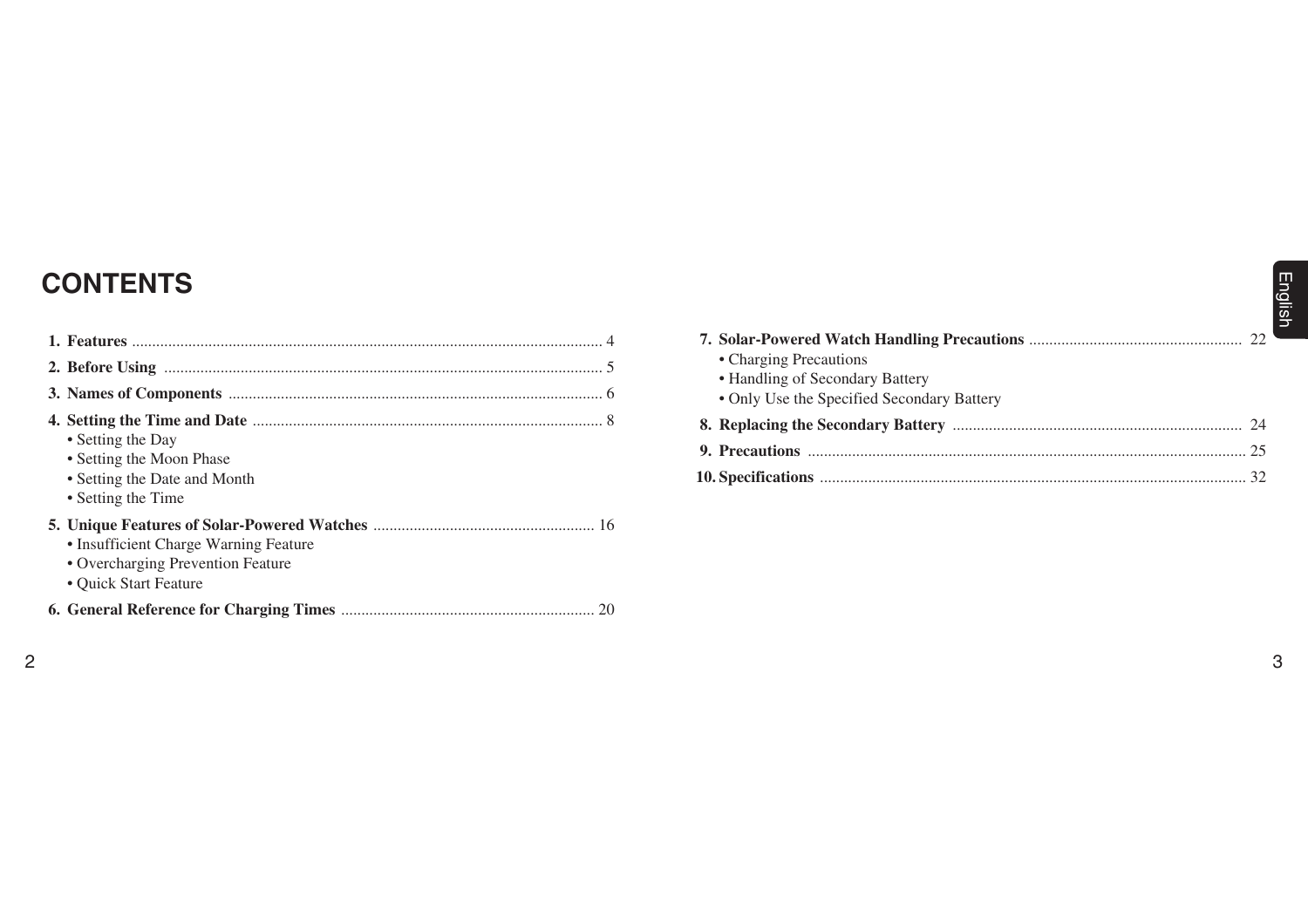# CONTENTS

1. **Features** .................................................................................................... 4
2. **Before Using** ............................................................................................ 5
3. **Names of Components** ............................................................................ 6
4. **Setting the Time and Date** ...................................................................... 8
   - Setting the Day
   - Setting the Moon Phase
   - Setting the Date and Month
   - Setting the Time
5. **Unique Features of Solar-Powered Watches** ...................................... 16
   - Insufficient Charge Warning Feature
   - Overcharging Prevention Feature
   - Quick Start Feature
6. **General Reference for Charging Times** .............................................. 20
7. **Solar-Powered Watch Handling Precautions** .................................................... 22
   - Charging Precautions
   - Handling of Secondary Battery
   - Only Use the Specified Secondary Battery
8. **Replacing the Secondary Battery** ....................................................................... 24
9. **Precautions** ............................................................................................................ 25
10. **Specifications** ......................................................................................................... 32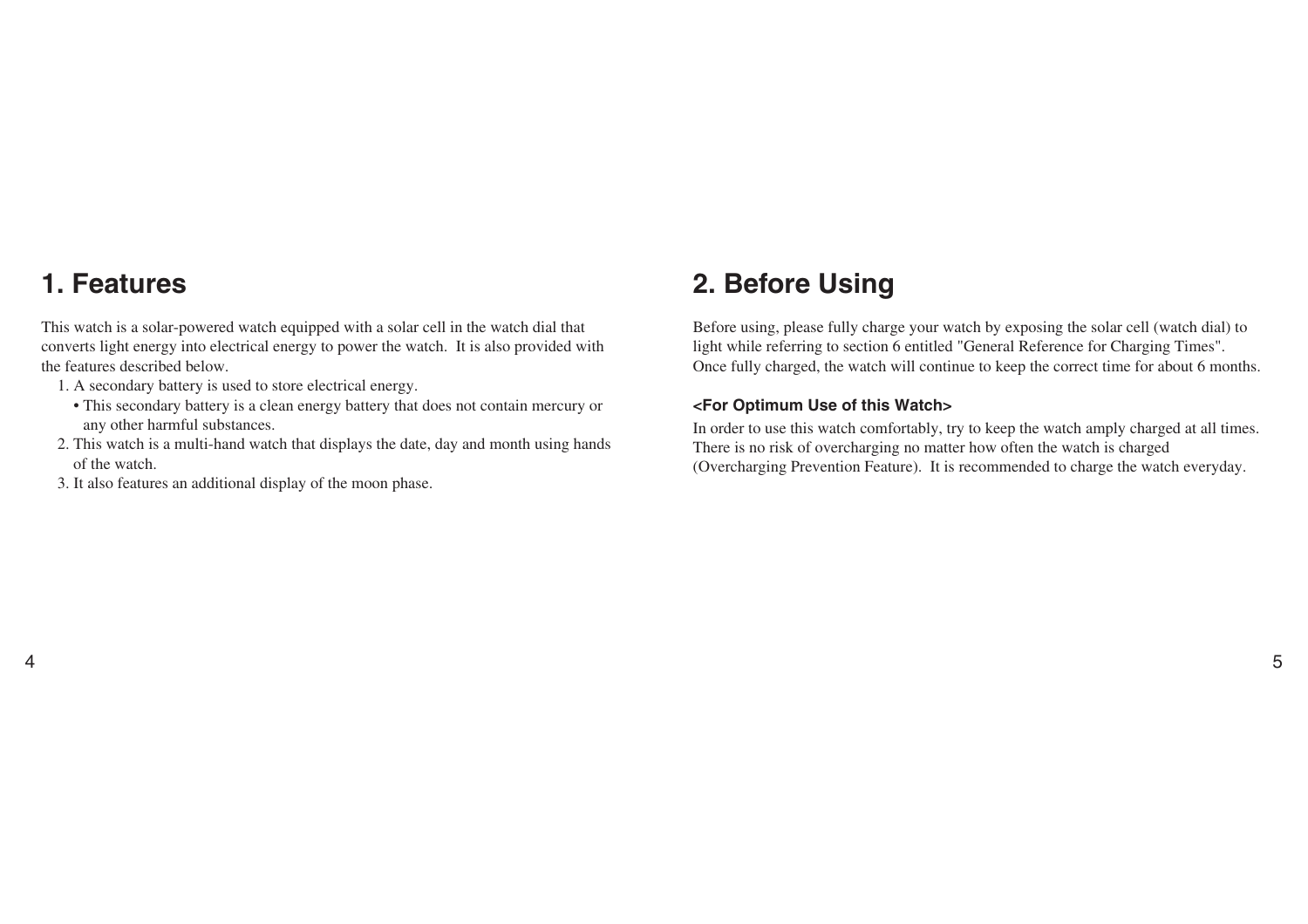# 1. Features

This watch is a solar-powered watch equipped with a solar cell in the watch dial that converts light energy into electrical energy to power the watch. It is also provided with the features described below.

1. A secondary battery is used to store electrical energy.
   - This secondary battery is a clean energy battery that does not contain mercury or any other harmful substances.
2. This watch is a multi-hand watch that displays the date, day and month using hands of the watch.
3. It also features an additional display of the moon phase.

# 2. Before Using

Before using, please fully charge your watch by exposing the solar cell (watch dial) to light while referring to section 6 entitled "General Reference for Charging Times". Once fully charged, the watch will continue to keep the correct time for about 6 months.

**<For Optimum Use of this Watch>**

In order to use this watch comfortably, try to keep the watch amply charged at all times. There is no risk of overcharging no matter how often the watch is charged (Overcharging Prevention Feature). It is recommended to charge the watch everyday.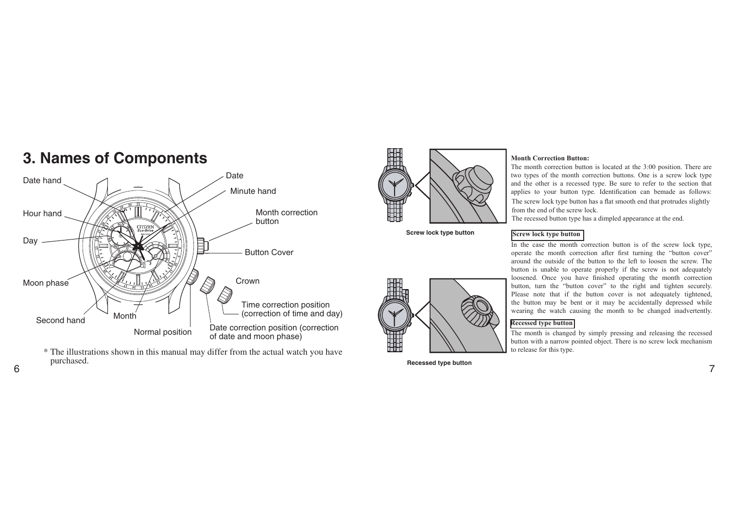# 3. Names of Components

Date hand

Hour hand

Day

Moon phase

Second hand

Month

Normal position

Date

Minute hand

Month correction button

Button Cover

Crown

Time correction position (correction of time and day)

Date correction position (correction of date and moon phase)

\* The illustrations shown in this manual may differ from the actual watch you have purchased.

Screw lock type button

Recessed type button

**Month Correction Button:**

The month correction button is located at the 3:00 position. There are two types of the month correction buttons. One is a screw lock type and the other is a recessed type. Be sure to refer to the section that applies to your button type. Identification can bemade as follows: The screw lock type button has a flat smooth end that protrudes slightly from the end of the screw lock.

The recessed button type has a dimpled appearance at the end.

**Screw lock type button**

In the case the month correction button is of the screw lock type, operate the month correction after first turning the "button cover" around the outside of the button to the left to loosen the screw. The button is unable to operate properly if the screw is not adequately loosened. Once you have finished operating the month correction button, turn the "button cover" to the right and tighten securely. Please note that if the button cover is not adequately tightened, the button may be bent or it may be accidentally depressed while wearing the watch causing the month to be changed inadvertently.

**Recessed type button**

The month is changed by simply pressing and releasing the recessed button with a narrow pointed object. There is no screw lock mechanism to release for this type.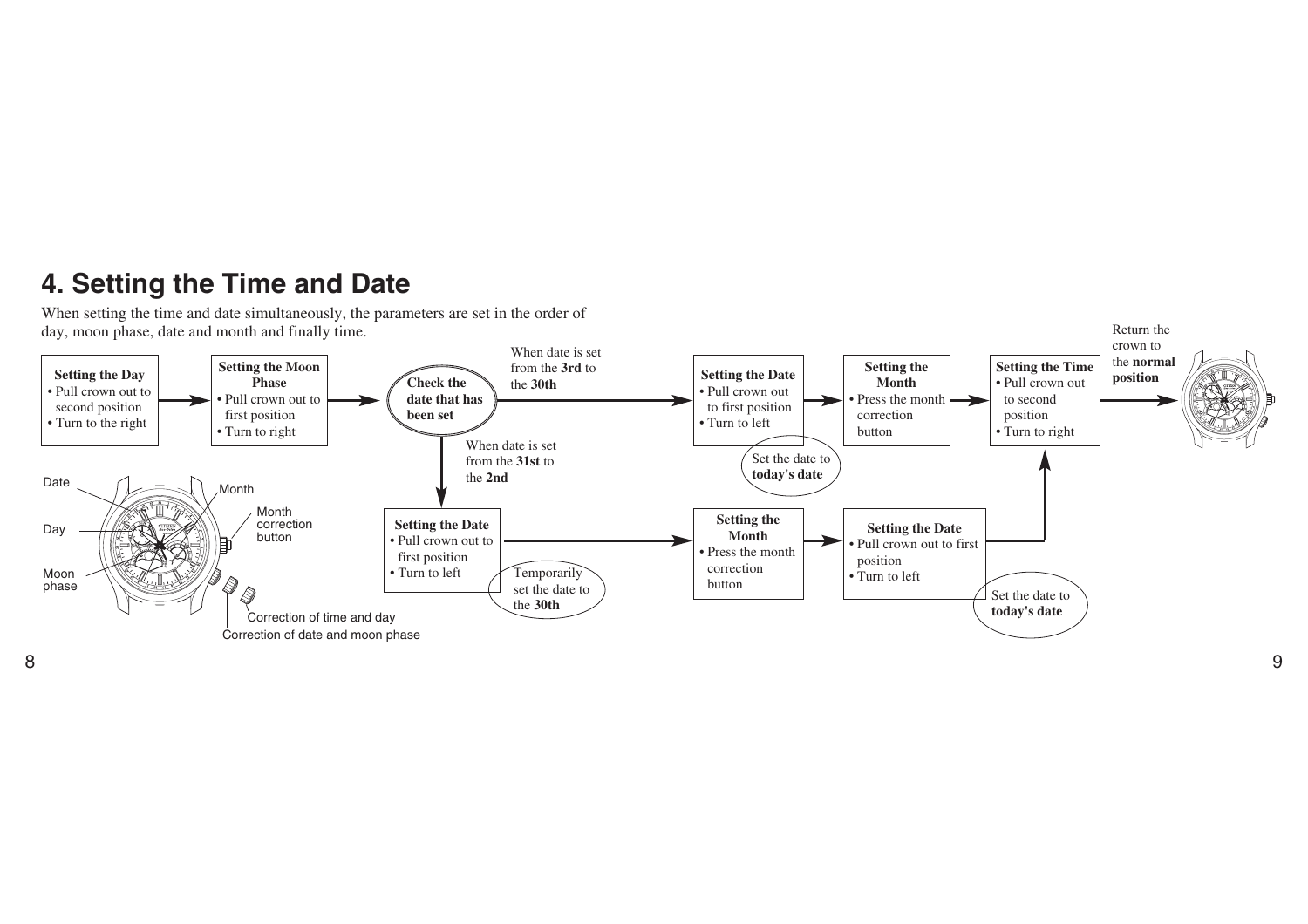# 4. Setting the Time and Date

When setting the time and date simultaneously, the parameters are set in the order of day, moon phase, date and month and finally time.

**Setting the Day**
- Pull crown out to second position
- Turn to the right

**Setting the Moon Phase**
- Pull crown out to first position
- Turn to right

**Check the date that has been set**

When date is set from the **3rd** to the **30th**

**Setting the Date**
- Pull crown out to first position
- Turn to left

Set the date to **today's date**

**Setting the Month**
- Press the month correction button

**Setting the Time**
- Pull crown out to second position
- Turn to right

Return the crown to the **normal position**

When date is set from the **31st** to the **2nd**

**Setting the Date**
- Pull crown out to first position
- Turn to left

Temporarily set the date to the **30th**

**Setting the Month**
- Press the month correction button

**Setting the Date**
- Pull crown out to first position
- Turn to left

Set the date to **today's date**

Date
Day
Moon phase
Month
Month correction button
Correction of time and day
Correction of date and moon phase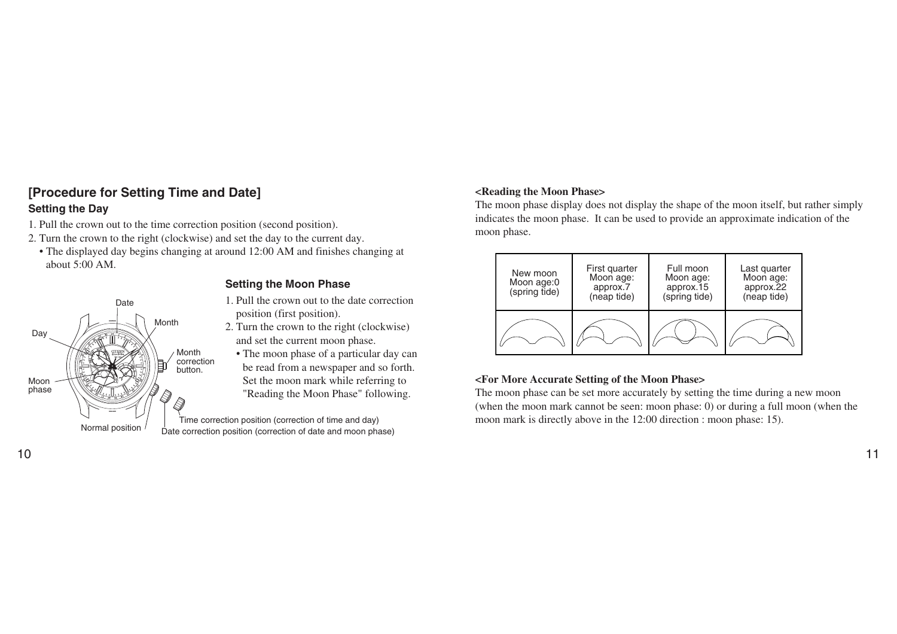## [Procedure for Setting Time and Date]

### Setting the Day

1. Pull the crown out to the time correction position (second position).
2. Turn the crown to the right (clockwise) and set the day to the current day.
   - The displayed day begins changing at around 12:00 AM and finishes changing at about 5:00 AM.

### Setting the Moon Phase

1. Pull the crown out to the date correction position (first position).
2. Turn the crown to the right (clockwise) and set the current moon phase.
   - The moon phase of a particular day can be read from a newspaper and so forth. Set the moon mark while referring to "Reading the Moon Phase" following.

Date
Month
Day
Month correction button.
Moon phase
Normal position
Time correction position (correction of time and day)
Date correction position (correction of date and moon phase)

**<Reading the Moon Phase>**

The moon phase display does not display the shape of the moon itself, but rather simply indicates the moon phase. It can be used to provide an approximate indication of the moon phase.

| New moon Moon age:0 (spring tide) | First quarter Moon age: approx.7 (neap tide) | Full moon Moon age: approx.15 (spring tide) | Last quarter Moon age: approx.22 (neap tide) |
|---|---|---|---|
| | | | |

**<For More Accurate Setting of the Moon Phase>**

The moon phase can be set more accurately by setting the time during a new moon (when the moon mark cannot be seen: moon phase: 0) or during a full moon (when the moon mark is directly above in the 12:00 direction : moon phase: 15).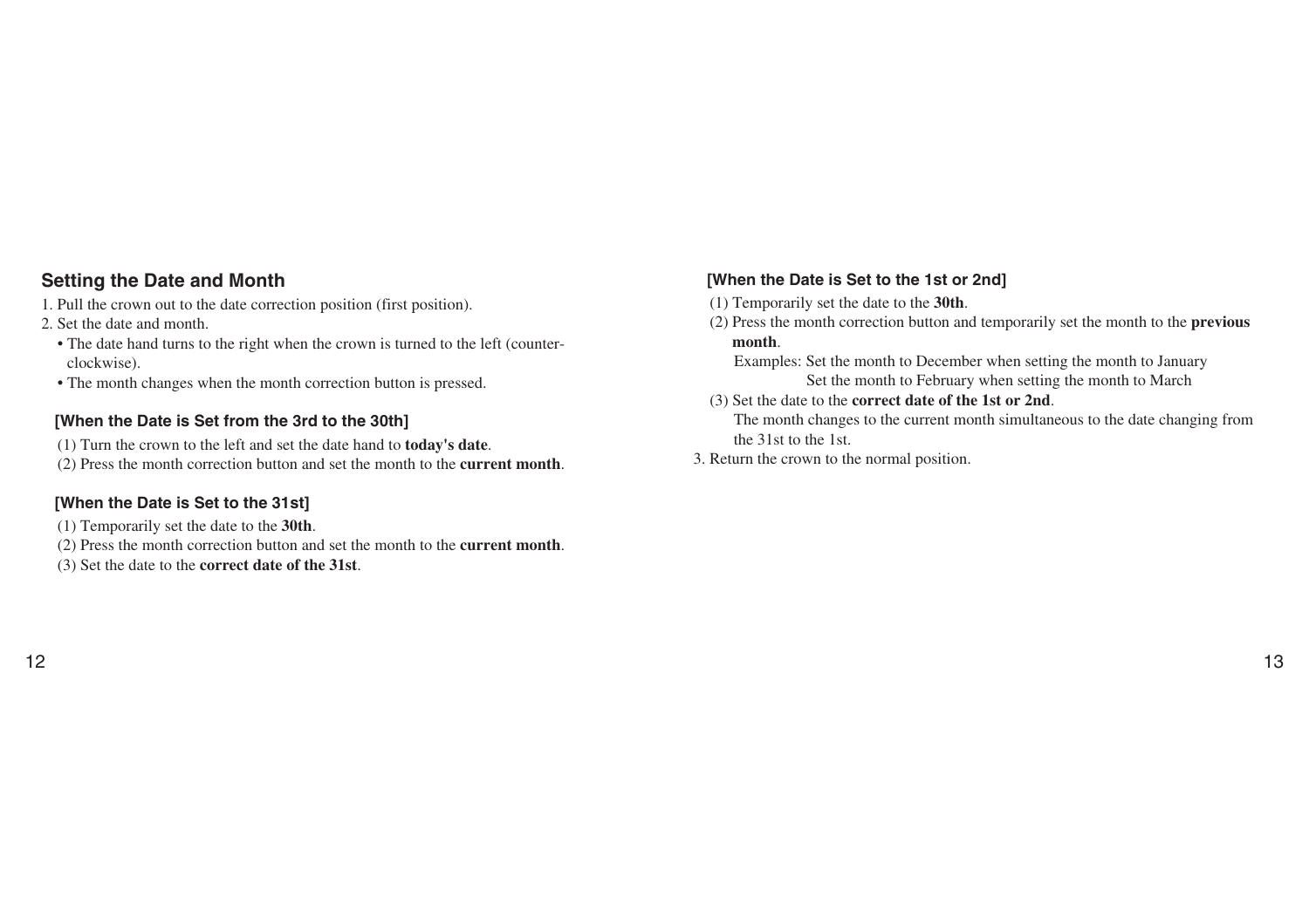## Setting the Date and Month

1. Pull the crown out to the date correction position (first position).
2. Set the date and month.
   - The date hand turns to the right when the crown is turned to the left (counter-clockwise).
   - The month changes when the month correction button is pressed.

### [When the Date is Set from the 3rd to the 30th]

(1) Turn the crown to the left and set the date hand to **today's date**.
(2) Press the month correction button and set the month to the **current month**.

### [When the Date is Set to the 31st]

(1) Temporarily set the date to the **30th**.
(2) Press the month correction button and set the month to the **current month**.
(3) Set the date to the **correct date of the 31st**.

### [When the Date is Set to the 1st or 2nd]

(1) Temporarily set the date to the **30th**.
(2) Press the month correction button and temporarily set the month to the **previous month**.
Examples: Set the month to December when setting the month to January
Set the month to February when setting the month to March
(3) Set the date to the **correct date of the 1st or 2nd**.
The month changes to the current month simultaneous to the date changing from the 31st to the 1st.

3. Return the crown to the normal position.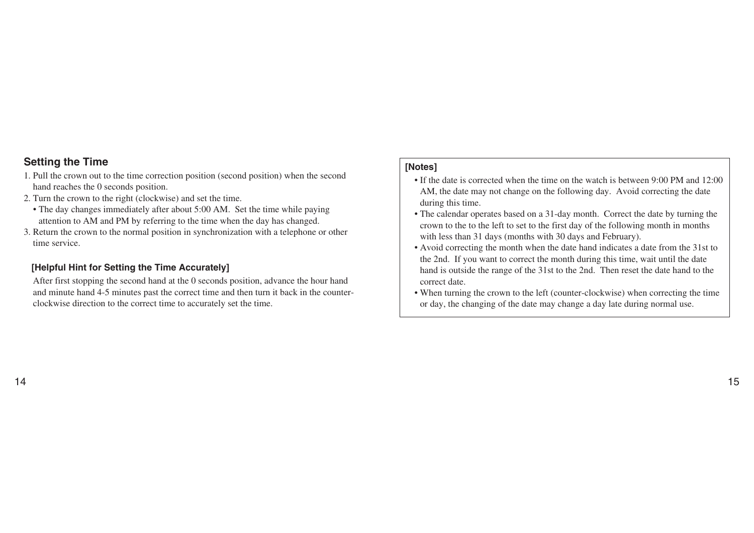## Setting the Time

1. Pull the crown out to the time correction position (second position) when the second hand reaches the 0 seconds position.
2. Turn the crown to the right (clockwise) and set the time.
   - The day changes immediately after about 5:00 AM. Set the time while paying attention to AM and PM by referring to the time when the day has changed.
3. Return the crown to the normal position in synchronization with a telephone or other time service.

### [Helpful Hint for Setting the Time Accurately]

After first stopping the second hand at the 0 seconds position, advance the hour hand and minute hand 4-5 minutes past the correct time and then turn it back in the counter-clockwise direction to the correct time to accurately set the time.

**[Notes]**

- If the date is corrected when the time on the watch is between 9:00 PM and 12:00 AM, the date may not change on the following day. Avoid correcting the date during this time.
- The calendar operates based on a 31-day month. Correct the date by turning the crown to the to the left to set to the first day of the following month in months with less than 31 days (months with 30 days and February).
- Avoid correcting the month when the date hand indicates a date from the 31st to the 2nd. If you want to correct the month during this time, wait until the date hand is outside the range of the 31st to the 2nd. Then reset the date hand to the correct date.
- When turning the crown to the left (counter-clockwise) when correcting the time or day, the changing of the date may change a day late during normal use.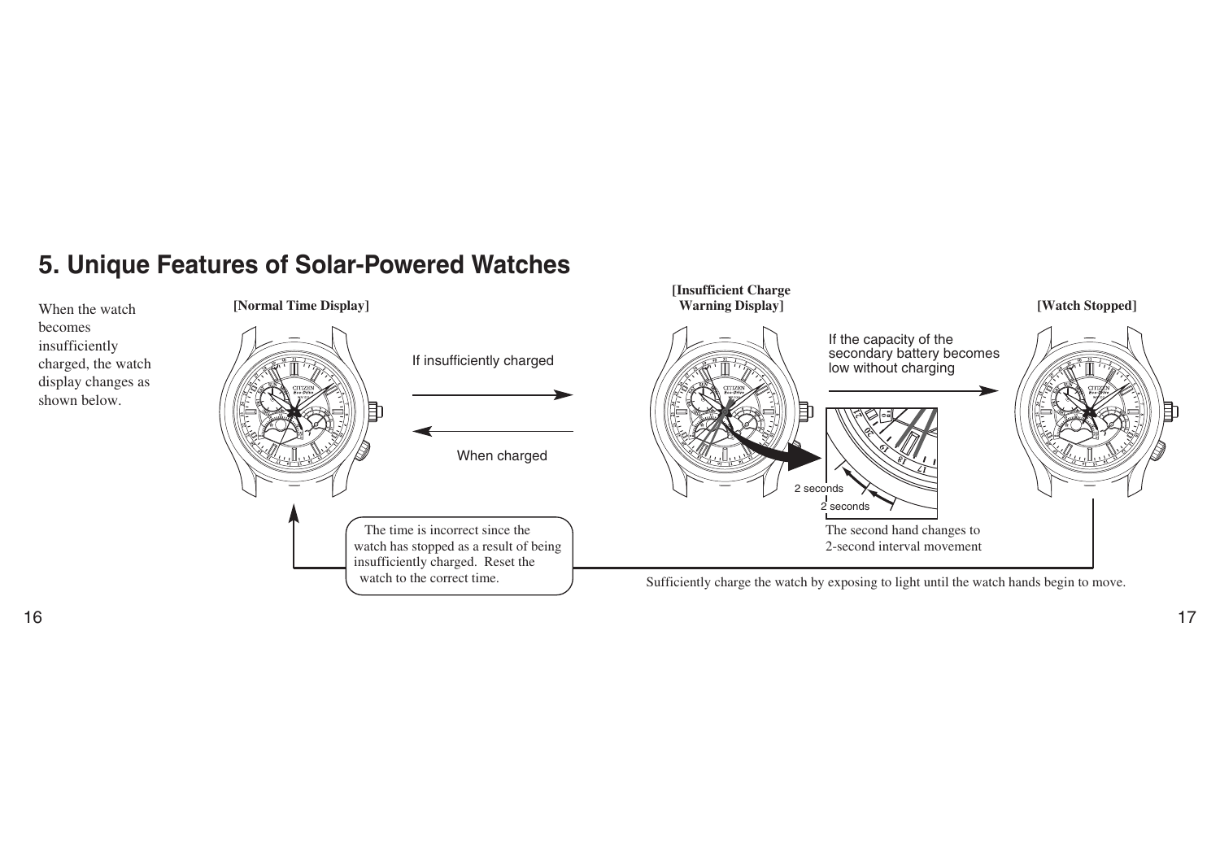# 5. Unique Features of Solar-Powered Watches

When the watch becomes insufficiently charged, the watch display changes as shown below.

**[Normal Time Display]**

If insufficiently charged

When charged

**[Insufficient Charge Warning Display]**

If the capacity of the secondary battery becomes low without charging

2 seconds

2 seconds

The second hand changes to 2-second interval movement

**[Watch Stopped]**

Sufficiently charge the watch by exposing to light until the watch hands begin to move.

The time is incorrect since the watch has stopped as a result of being insufficiently charged. Reset the watch to the correct time.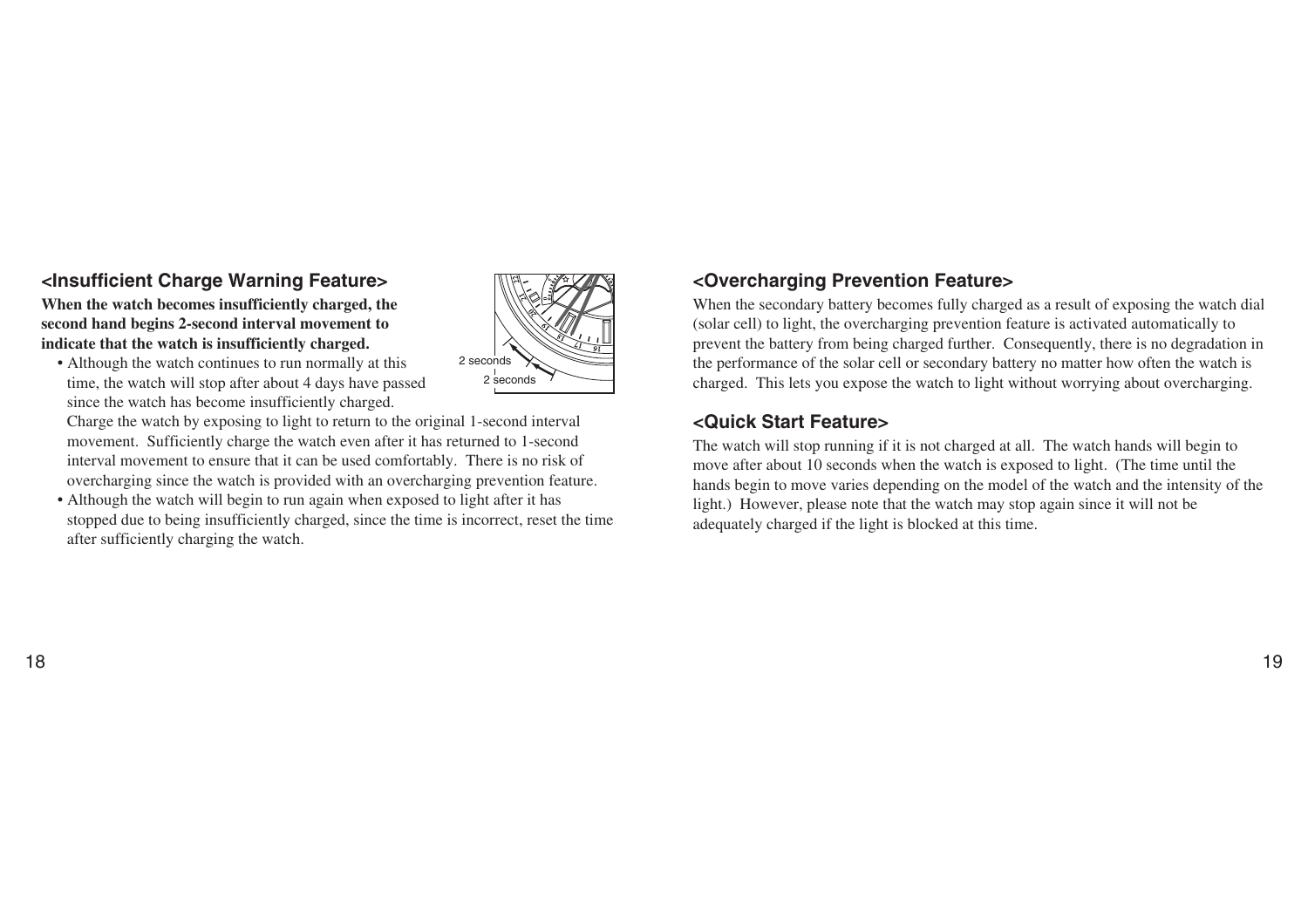## <Insufficient Charge Warning Feature>

**When the watch becomes insufficiently charged, the second hand begins 2-second interval movement to indicate that the watch is insufficiently charged.**

- Although the watch continues to run normally at this time, the watch will stop after about 4 days have passed since the watch has become insufficiently charged.
  Charge the watch by exposing to light to return to the original 1-second interval movement. Sufficiently charge the watch even after it has returned to 1-second interval movement to ensure that it can be used comfortably. There is no risk of overcharging since the watch is provided with an overcharging prevention feature.
- Although the watch will begin to run again when exposed to light after it has stopped due to being insufficiently charged, since the time is incorrect, reset the time after sufficiently charging the watch.

2 seconds

2 seconds

## <Overcharging Prevention Feature>

When the secondary battery becomes fully charged as a result of exposing the watch dial (solar cell) to light, the overcharging prevention feature is activated automatically to prevent the battery from being charged further. Consequently, there is no degradation in the performance of the solar cell or secondary battery no matter how often the watch is charged. This lets you expose the watch to light without worrying about overcharging.

## <Quick Start Feature>

The watch will stop running if it is not charged at all. The watch hands will begin to move after about 10 seconds when the watch is exposed to light. (The time until the hands begin to move varies depending on the model of the watch and the intensity of the light.) However, please note that the watch may stop again since it will not be adequately charged if the light is blocked at this time.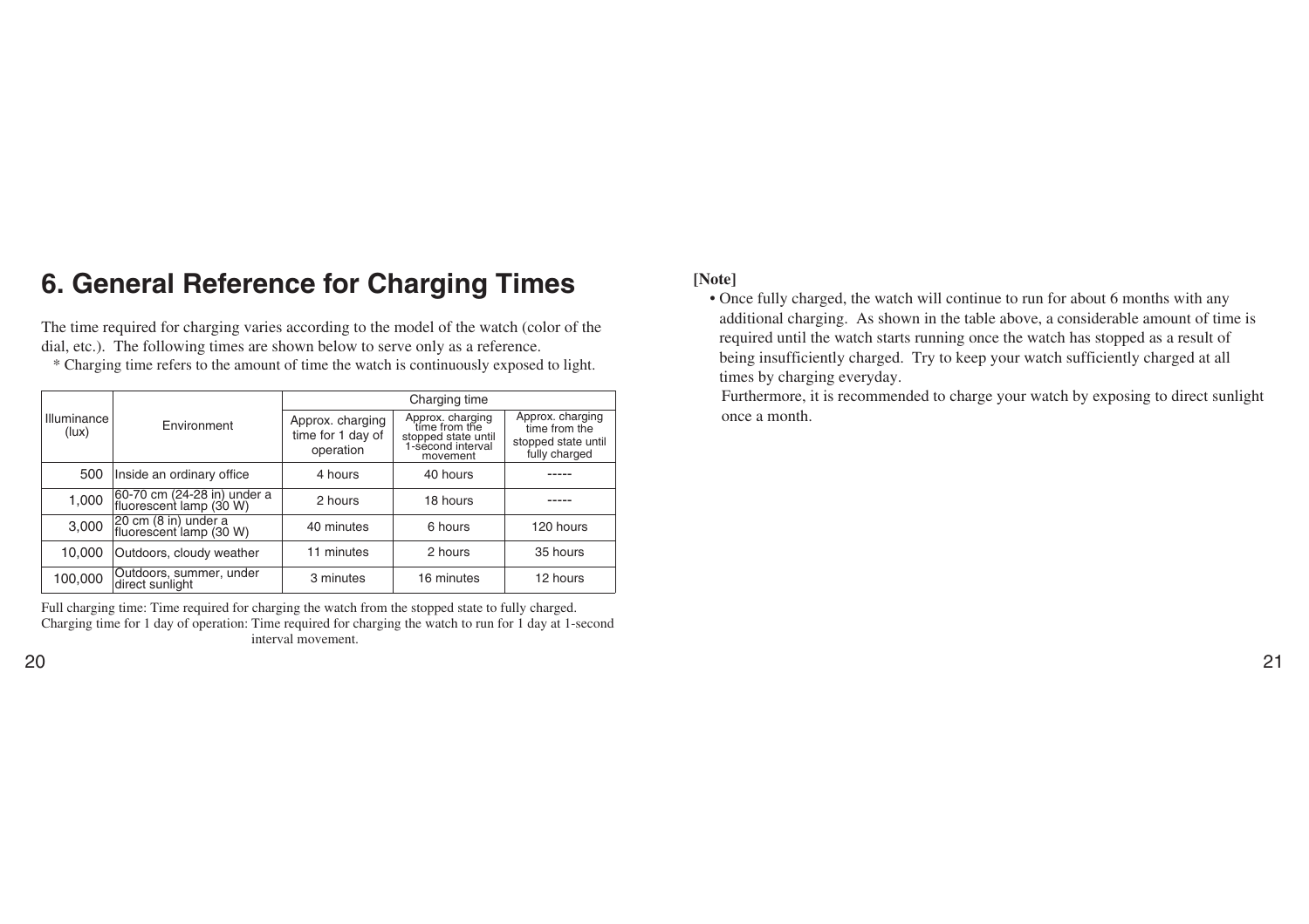# 6. General Reference for Charging Times

The time required for charging varies according to the model of the watch (color of the dial, etc.). The following times are shown below to serve only as a reference.

\* Charging time refers to the amount of time the watch is continuously exposed to light.

| Illuminance (lux) | Environment | Charging time | | |
|---|---|---|---|---|
| | | Approx. charging time for 1 day of operation | Approx. charging time from the stopped state until 1-second interval movement | Approx. charging time from the stopped state until fully charged |
| 500 | Inside an ordinary office | 4 hours | 40 hours | ----- |
| 1,000 | 60-70 cm (24-28 in) under a fluorescent lamp (30 W) | 2 hours | 18 hours | ----- |
| 3,000 | 20 cm (8 in) under a fluorescent lamp (30 W) | 40 minutes | 6 hours | 120 hours |
| 10,000 | Outdoors, cloudy weather | 11 minutes | 2 hours | 35 hours |
| 100,000 | Outdoors, summer, under direct sunlight | 3 minutes | 16 minutes | 12 hours |

Full charging time: Time required for charging the watch from the stopped state to fully charged.
Charging time for 1 day of operation: Time required for charging the watch to run for 1 day at 1-second interval movement.

**[Note]**

- Once fully charged, the watch will continue to run for about 6 months with any additional charging. As shown in the table above, a considerable amount of time is required until the watch starts running once the watch has stopped as a result of being insufficiently charged. Try to keep your watch sufficiently charged at all times by charging everyday.
  Furthermore, it is recommended to charge your watch by exposing to direct sunlight once a month.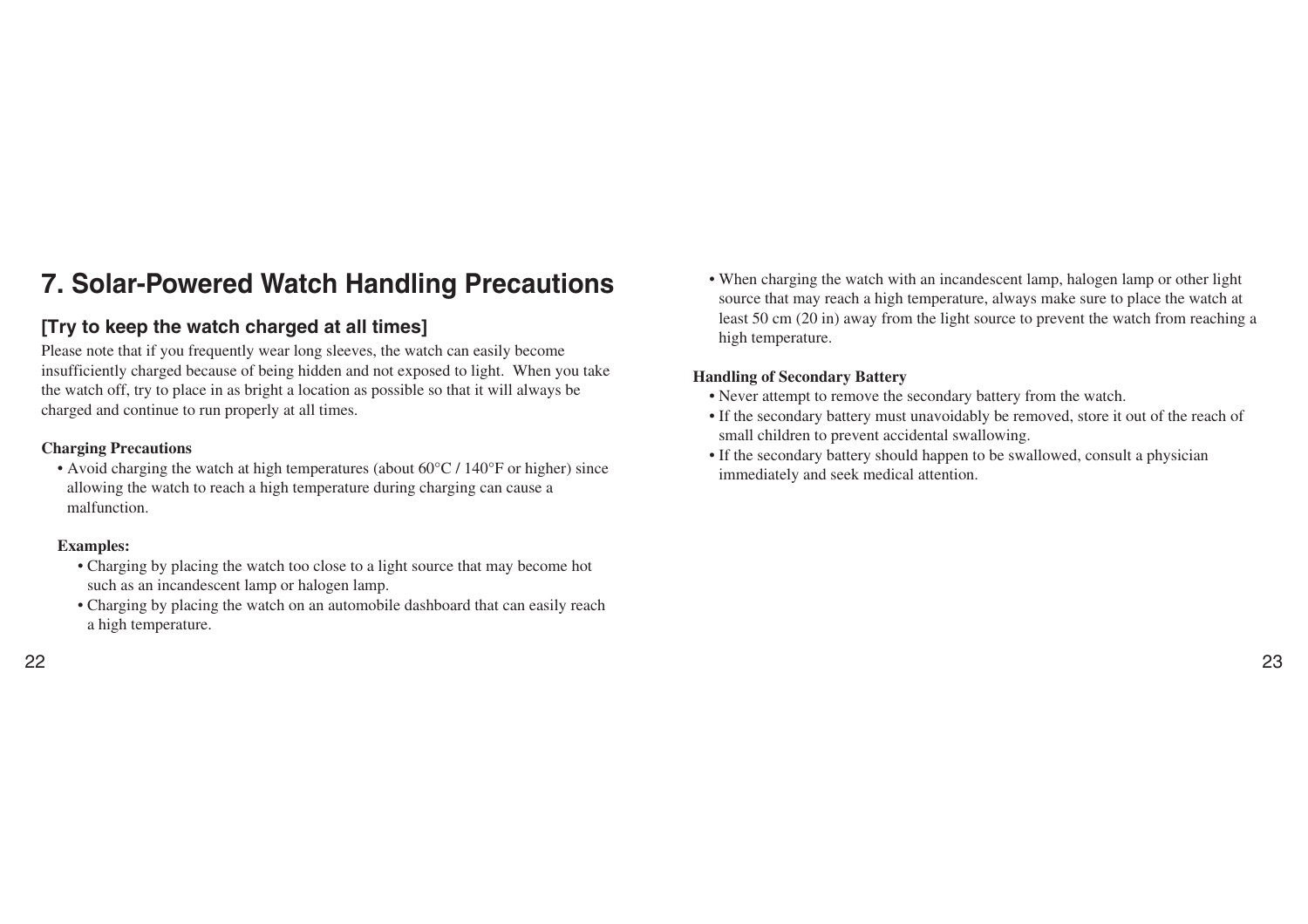# 7. Solar-Powered Watch Handling Precautions

## [Try to keep the watch charged at all times]

Please note that if you frequently wear long sleeves, the watch can easily become insufficiently charged because of being hidden and not exposed to light. When you take the watch off, try to place in as bright a location as possible so that it will always be charged and continue to run properly at all times.

**Charging Precautions**

- Avoid charging the watch at high temperatures (about 60°C / 140°F or higher) since allowing the watch to reach a high temperature during charging can cause a malfunction.

**Examples:**

- Charging by placing the watch too close to a light source that may become hot such as an incandescent lamp or halogen lamp.
- Charging by placing the watch on an automobile dashboard that can easily reach a high temperature.

- When charging the watch with an incandescent lamp, halogen lamp or other light source that may reach a high temperature, always make sure to place the watch at least 50 cm (20 in) away from the light source to prevent the watch from reaching a high temperature.

**Handling of Secondary Battery**

- Never attempt to remove the secondary battery from the watch.
- If the secondary battery must unavoidably be removed, store it out of the reach of small children to prevent accidental swallowing.
- If the secondary battery should happen to be swallowed, consult a physician immediately and seek medical attention.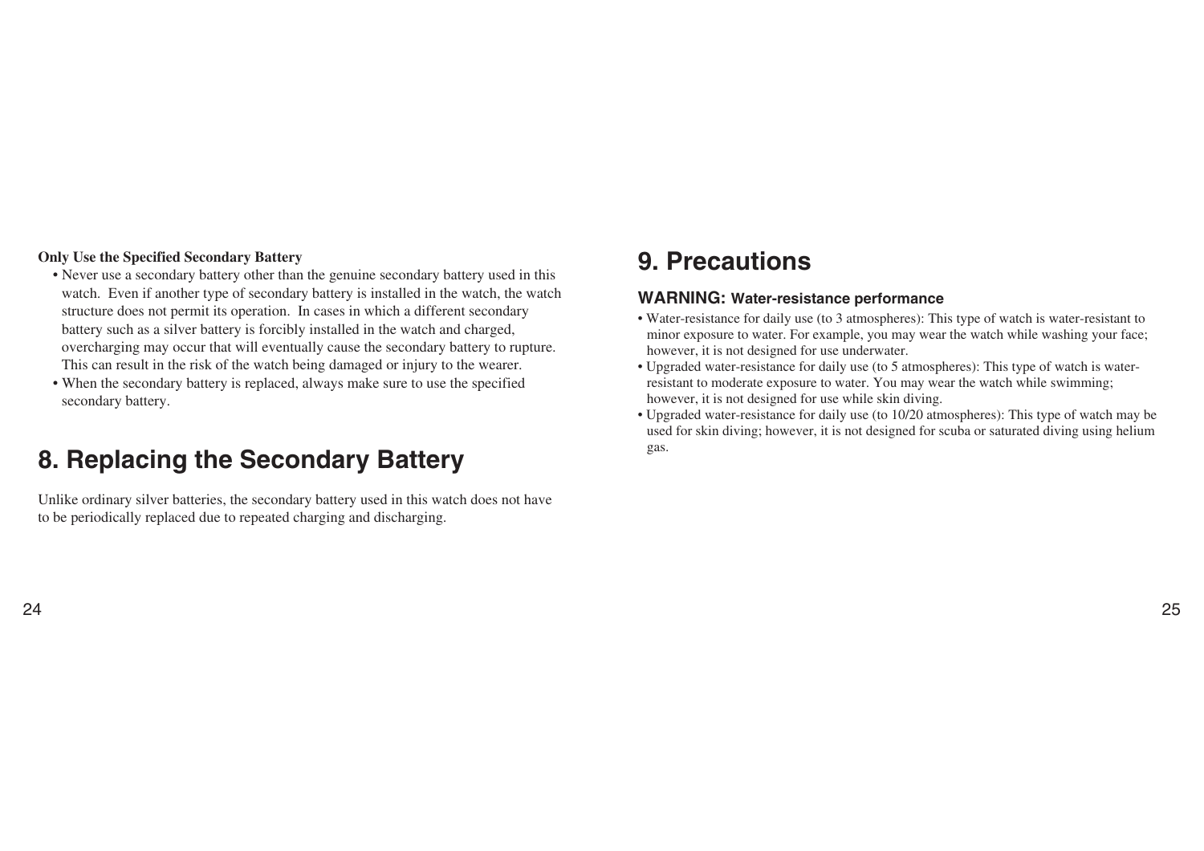**Only Use the Specified Secondary Battery**

- Never use a secondary battery other than the genuine secondary battery used in this watch. Even if another type of secondary battery is installed in the watch, the watch structure does not permit its operation. In cases in which a different secondary battery such as a silver battery is forcibly installed in the watch and charged, overcharging may occur that will eventually cause the secondary battery to rupture. This can result in the risk of the watch being damaged or injury to the wearer.
- When the secondary battery is replaced, always make sure to use the specified secondary battery.

# 8. Replacing the Secondary Battery

Unlike ordinary silver batteries, the secondary battery used in this watch does not have to be periodically replaced due to repeated charging and discharging.

# 9. Precautions

### WARNING: Water-resistance performance

- Water-resistance for daily use (to 3 atmospheres): This type of watch is water-resistant to minor exposure to water. For example, you may wear the watch while washing your face; however, it is not designed for use underwater.
- Upgraded water-resistance for daily use (to 5 atmospheres): This type of watch is water-resistant to moderate exposure to water. You may wear the watch while swimming; however, it is not designed for use while skin diving.
- Upgraded water-resistance for daily use (to 10/20 atmospheres): This type of watch may be used for skin diving; however, it is not designed for scuba or saturated diving using helium gas.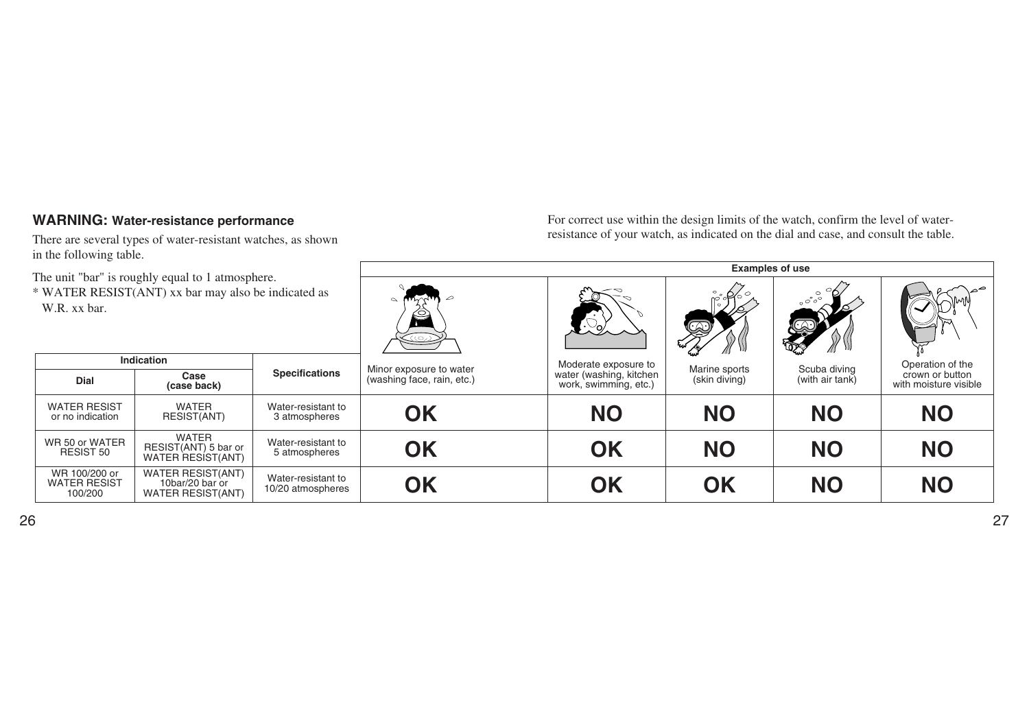## WARNING: Water-resistance performance

There are several types of water-resistant watches, as shown in the following table.

The unit "bar" is roughly equal to 1 atmosphere.

* WATER RESIST(ANT) xx bar may also be indicated as W.R. xx bar.

For correct use within the design limits of the watch, confirm the level of water-resistance of your watch, as indicated on the dial and case, and consult the table.

| Indication | | Specifications | Examples of use | | | | |
|---|---|---|---|---|---|---|---|
| Dial | Case (case back) | | Minor exposure to water (washing face, rain, etc.) | Moderate exposure to water (washing, kitchen work, swimming, etc.) | Marine sports (skin diving) | Scuba diving (with air tank) | Operation of the crown or button with moisture visible |
| WATER RESIST or no indication | WATER RESIST(ANT) | Water-resistant to 3 atmospheres | **OK** | **NO** | **NO** | **NO** | **NO** |
| WR 50 or WATER RESIST 50 | WATER RESIST(ANT) 5 bar or WATER RESIST(ANT) | Water-resistant to 5 atmospheres | **OK** | **OK** | **NO** | **NO** | **NO** |
| WR 100/200 or WATER RESIST 100/200 | WATER RESIST(ANT) 10bar/20 bar or WATER RESIST(ANT) | Water-resistant to 10/20 atmospheres | **OK** | **OK** | **OK** | **NO** | **NO** |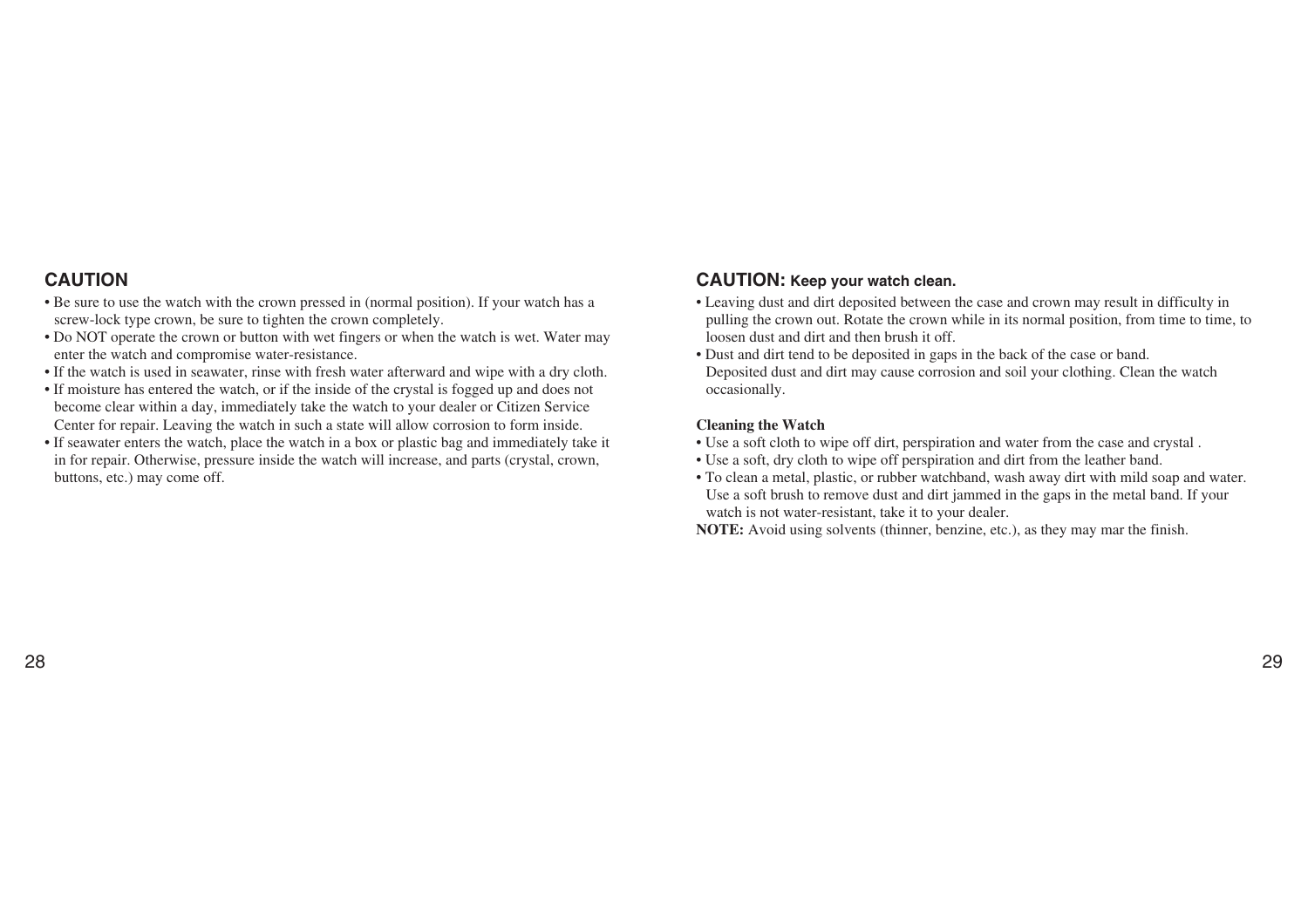## CAUTION

- Be sure to use the watch with the crown pressed in (normal position). If your watch has a screw-lock type crown, be sure to tighten the crown completely.
- Do NOT operate the crown or button with wet fingers or when the watch is wet. Water may enter the watch and compromise water-resistance.
- If the watch is used in seawater, rinse with fresh water afterward and wipe with a dry cloth.
- If moisture has entered the watch, or if the inside of the crystal is fogged up and does not become clear within a day, immediately take the watch to your dealer or Citizen Service Center for repair. Leaving the watch in such a state will allow corrosion to form inside.
- If seawater enters the watch, place the watch in a box or plastic bag and immediately take it in for repair. Otherwise, pressure inside the watch will increase, and parts (crystal, crown, buttons, etc.) may come off.

## CAUTION: Keep your watch clean.

- Leaving dust and dirt deposited between the case and crown may result in difficulty in pulling the crown out. Rotate the crown while in its normal position, from time to time, to loosen dust and dirt and then brush it off.
- Dust and dirt tend to be deposited in gaps in the back of the case or band.
  Deposited dust and dirt may cause corrosion and soil your clothing. Clean the watch occasionally.

**Cleaning the Watch**

- Use a soft cloth to wipe off dirt, perspiration and water from the case and crystal .
- Use a soft, dry cloth to wipe off perspiration and dirt from the leather band.
- To clean a metal, plastic, or rubber watchband, wash away dirt with mild soap and water. Use a soft brush to remove dust and dirt jammed in the gaps in the metal band. If your watch is not water-resistant, take it to your dealer.

**NOTE:** Avoid using solvents (thinner, benzine, etc.), as they may mar the finish.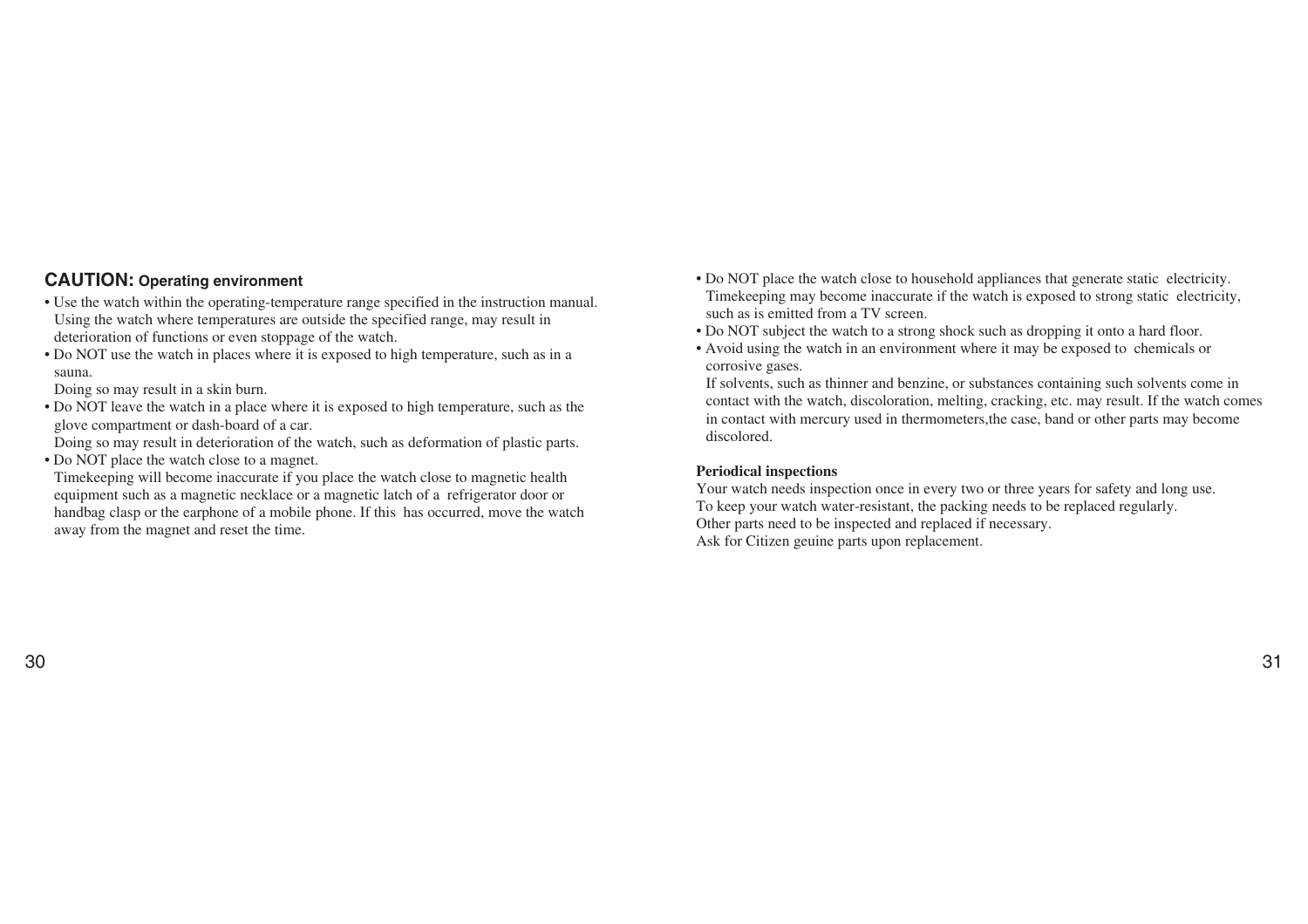## CAUTION: Operating environment

- Use the watch within the operating-temperature range specified in the instruction manual.
  Using the watch where temperatures are outside the specified range, may result in deterioration of functions or even stoppage of the watch.
- Do NOT use the watch in places where it is exposed to high temperature, such as in a sauna.
  Doing so may result in a skin burn.
- Do NOT leave the watch in a place where it is exposed to high temperature, such as the glove compartment or dash-board of a car.
  Doing so may result in deterioration of the watch, such as deformation of plastic parts.
- Do NOT place the watch close to a magnet.
  Timekeeping will become inaccurate if you place the watch close to magnetic health equipment such as a magnetic necklace or a magnetic latch of a refrigerator door or handbag clasp or the earphone of a mobile phone. If this has occurred, move the watch away from the magnet and reset the time.
- Do NOT place the watch close to household appliances that generate static electricity.
  Timekeeping may become inaccurate if the watch is exposed to strong static electricity, such as is emitted from a TV screen.
- Do NOT subject the watch to a strong shock such as dropping it onto a hard floor.
- Avoid using the watch in an environment where it may be exposed to chemicals or corrosive gases.
  If solvents, such as thinner and benzine, or substances containing such solvents come in contact with the watch, discoloration, melting, cracking, etc. may result. If the watch comes in contact with mercury used in thermometers,the case, band or other parts may become discolored.

**Periodical inspections**

Your watch needs inspection once in every two or three years for safety and long use.
To keep your watch water-resistant, the packing needs to be replaced regularly.
Other parts need to be inspected and replaced if necessary.
Ask for Citizen geuine parts upon replacement.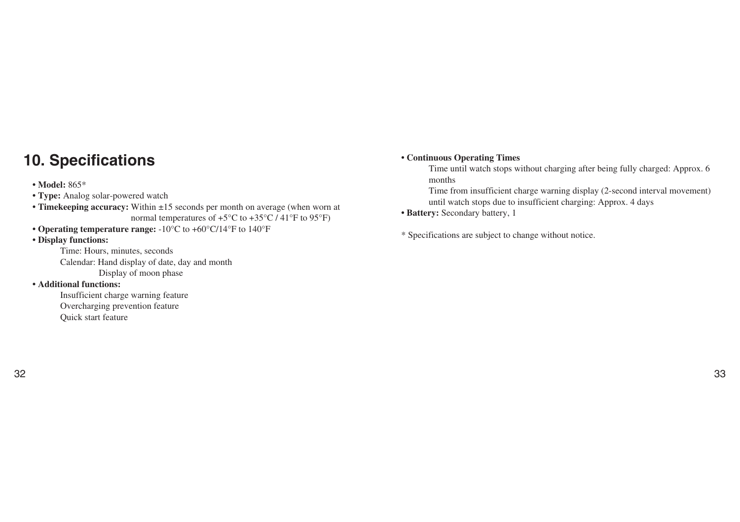# 10. Specifications

- **Model:** 865*
- **Type:** Analog solar-powered watch
- **Timekeeping accuracy:** Within ±15 seconds per month on average (when worn at normal temperatures of +5°C to +35°C / 41°F to 95°F)
- **Operating temperature range:** -10°C to +60°C/14°F to 140°F
- **Display functions:**
  
  Time: Hours, minutes, seconds
  
  Calendar: Hand display of date, day and month
  
  Display of moon phase
- **Additional functions:**
  
  Insufficient charge warning feature
  
  Overcharging prevention feature
  
  Quick start feature
- **Continuous Operating Times**
  
  Time until watch stops without charging after being fully charged: Approx. 6 months
  
  Time from insufficient charge warning display (2-second interval movement) until watch stops due to insufficient charging: Approx. 4 days
- **Battery:** Secondary battery, 1

* Specifications are subject to change without notice.